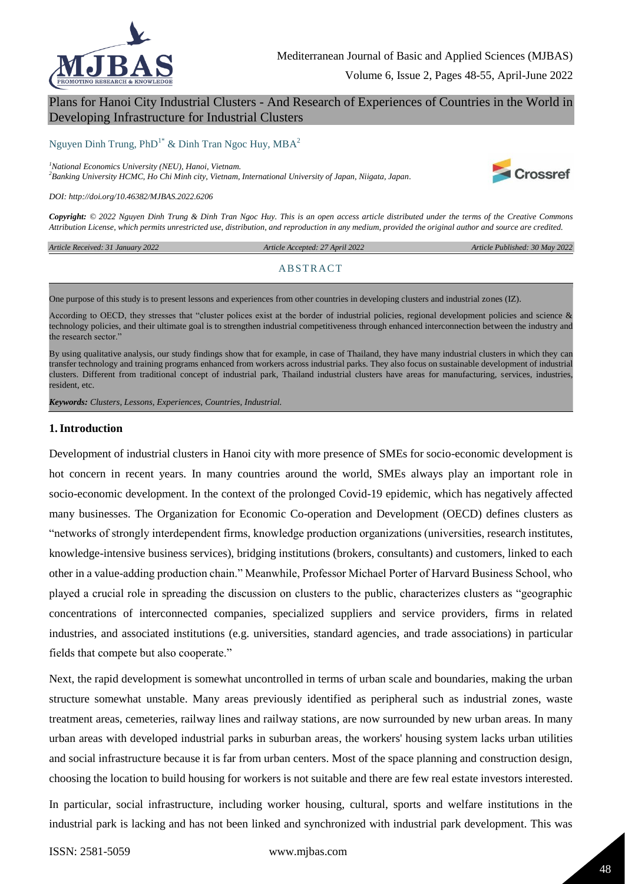# Plans for Hanoi City Industrial Clusters - And Research of Experiences of Countries in the World in Developing Infrastructure for Industrial Clusters

Nguyen Dinh Trung, PhD[1*] & Dinh Tran Ngoc Huy, MBA[2]

[1]National Economics University (NEU), Hanoi, Vietnam.
[2]Banking University HCMC, Ho Chi Minh city, Vietnam, International University of Japan, Niigata, Japan.

*DOI: http://doi.org/10.46382/MJBAS.2022.6206*

***Copyright:*** *© 2022 Nguyen Dinh Trung & Dinh Tran Ngoc Huy. This is an open access article distributed under the terms of the Creative Commons Attribution License, which permits unrestricted use, distribution, and reproduction in any medium, provided the original author and source are credited.*

*Article Received: 31 January 2022* | *Article Accepted: 27 April 2022* | *Article Published: 30 May 2022*

## ABSTRACT

One purpose of this study is to present lessons and experiences from other countries in developing clusters and industrial zones (IZ).

According to OECD, they stresses that "cluster polices exist at the border of industrial policies, regional development policies and science & technology policies, and their ultimate goal is to strengthen industrial competitiveness through enhanced interconnection between the industry and the research sector."

By using qualitative analysis, our study findings show that for example, in case of Thailand, they have many industrial clusters in which they can transfer technology and training programs enhanced from workers across industrial parks. They also focus on sustainable development of industrial clusters. Different from traditional concept of industrial park, Thailand industrial clusters have areas for manufacturing, services, industries, resident, etc.

***Keywords:*** *Clusters, Lessons, Experiences, Countries, Industrial.*

## 1. Introduction

Development of industrial clusters in Hanoi city with more presence of SMEs for socio-economic development is hot concern in recent years. In many countries around the world, SMEs always play an important role in socio-economic development. In the context of the prolonged Covid-19 epidemic, which has negatively affected many businesses. The Organization for Economic Co-operation and Development (OECD) defines clusters as "networks of strongly interdependent firms, knowledge production organizations (universities, research institutes, knowledge-intensive business services), bridging institutions (brokers, consultants) and customers, linked to each other in a value-adding production chain." Meanwhile, Professor Michael Porter of Harvard Business School, who played a crucial role in spreading the discussion on clusters to the public, characterizes clusters as "geographic concentrations of interconnected companies, specialized suppliers and service providers, firms in related industries, and associated institutions (e.g. universities, standard agencies, and trade associations) in particular fields that compete but also cooperate."

Next, the rapid development is somewhat uncontrolled in terms of urban scale and boundaries, making the urban structure somewhat unstable. Many areas previously identified as peripheral such as industrial zones, waste treatment areas, cemeteries, railway lines and railway stations, are now surrounded by new urban areas. In many urban areas with developed industrial parks in suburban areas, the workers' housing system lacks urban utilities and social infrastructure because it is far from urban centers. Most of the space planning and construction design, choosing the location to build housing for workers is not suitable and there are few real estate investors interested.

In particular, social infrastructure, including worker housing, cultural, sports and welfare institutions in the industrial park is lacking and has not been linked and synchronized with industrial park development. This was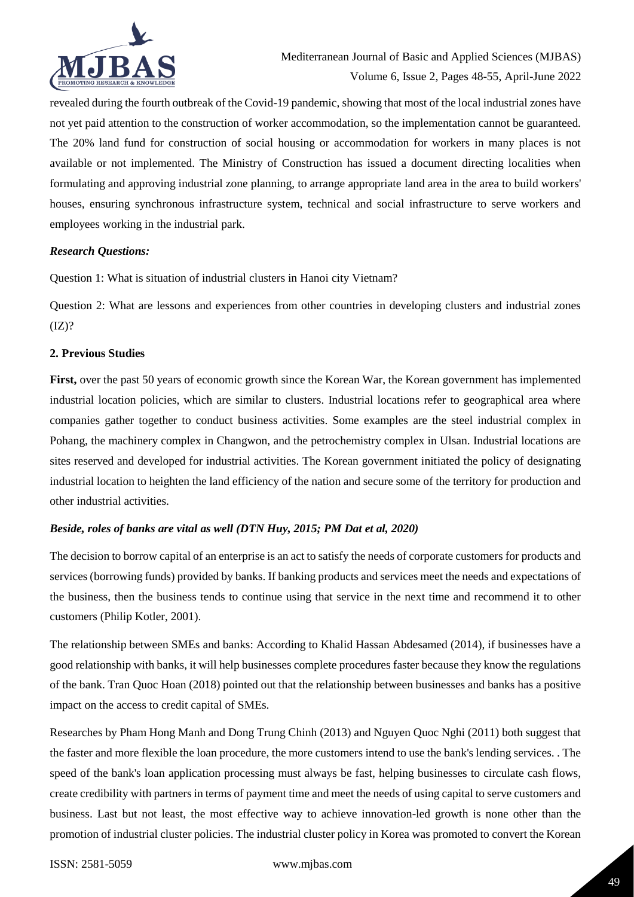revealed during the fourth outbreak of the Covid-19 pandemic, showing that most of the local industrial zones have not yet paid attention to the construction of worker accommodation, so the implementation cannot be guaranteed. The 20% land fund for construction of social housing or accommodation for workers in many places is not available or not implemented. The Ministry of Construction has issued a document directing localities when formulating and approving industrial zone planning, to arrange appropriate land area in the area to build workers' houses, ensuring synchronous infrastructure system, technical and social infrastructure to serve workers and employees working in the industrial park.

***Research Questions:***

Question 1: What is situation of industrial clusters in Hanoi city Vietnam?

Question 2: What are lessons and experiences from other countries in developing clusters and industrial zones (IZ)?

## 2. Previous Studies

**First,** over the past 50 years of economic growth since the Korean War, the Korean government has implemented industrial location policies, which are similar to clusters. Industrial locations refer to geographical area where companies gather together to conduct business activities. Some examples are the steel industrial complex in Pohang, the machinery complex in Changwon, and the petrochemistry complex in Ulsan. Industrial locations are sites reserved and developed for industrial activities. The Korean government initiated the policy of designating industrial location to heighten the land efficiency of the nation and secure some of the territory for production and other industrial activities.

***Beside, roles of banks are vital as well (DTN Huy, 2015; PM Dat et al, 2020)***

The decision to borrow capital of an enterprise is an act to satisfy the needs of corporate customers for products and services (borrowing funds) provided by banks. If banking products and services meet the needs and expectations of the business, then the business tends to continue using that service in the next time and recommend it to other customers (Philip Kotler, 2001).

The relationship between SMEs and banks: According to Khalid Hassan Abdesamed (2014), if businesses have a good relationship with banks, it will help businesses complete procedures faster because they know the regulations of the bank. Tran Quoc Hoan (2018) pointed out that the relationship between businesses and banks has a positive impact on the access to credit capital of SMEs.

Researches by Pham Hong Manh and Dong Trung Chinh (2013) and Nguyen Quoc Nghi (2011) both suggest that the faster and more flexible the loan procedure, the more customers intend to use the bank's lending services. . The speed of the bank's loan application processing must always be fast, helping businesses to circulate cash flows, create credibility with partners in terms of payment time and meet the needs of using capital to serve customers and business. Last but not least, the most effective way to achieve innovation-led growth is none other than the promotion of industrial cluster policies. The industrial cluster policy in Korea was promoted to convert the Korean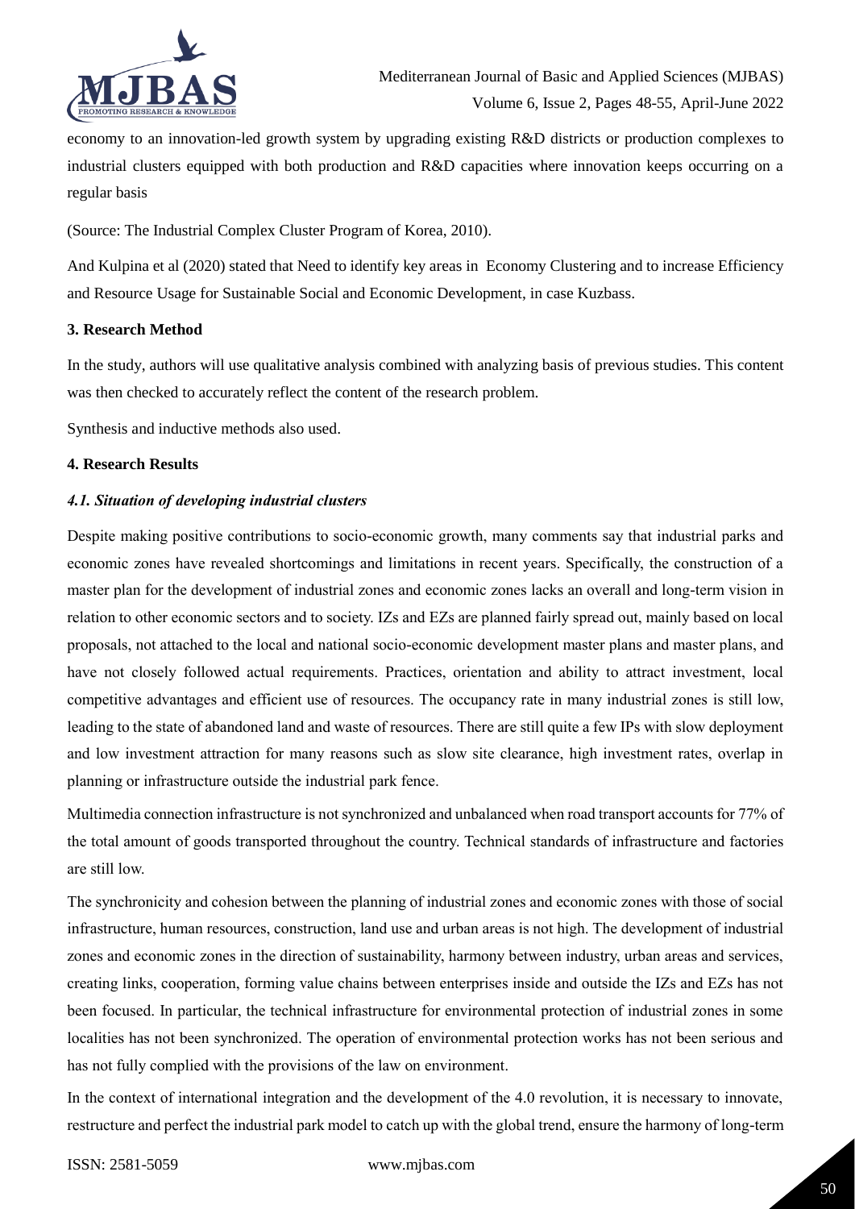economy to an innovation-led growth system by upgrading existing R&D districts or production complexes to industrial clusters equipped with both production and R&D capacities where innovation keeps occurring on a regular basis

(Source: The Industrial Complex Cluster Program of Korea, 2010).

And Kulpina et al (2020) stated that Need to identify key areas in Economy Clustering and to increase Efficiency and Resource Usage for Sustainable Social and Economic Development, in case Kuzbass.

### 3. Research Method

In the study, authors will use qualitative analysis combined with analyzing basis of previous studies. This content was then checked to accurately reflect the content of the research problem.

Synthesis and inductive methods also used.

### 4. Research Results

#### *4.1. Situation of developing industrial clusters*

Despite making positive contributions to socio-economic growth, many comments say that industrial parks and economic zones have revealed shortcomings and limitations in recent years. Specifically, the construction of a master plan for the development of industrial zones and economic zones lacks an overall and long-term vision in relation to other economic sectors and to society. IZs and EZs are planned fairly spread out, mainly based on local proposals, not attached to the local and national socio-economic development master plans and master plans, and have not closely followed actual requirements. Practices, orientation and ability to attract investment, local competitive advantages and efficient use of resources. The occupancy rate in many industrial zones is still low, leading to the state of abandoned land and waste of resources. There are still quite a few IPs with slow deployment and low investment attraction for many reasons such as slow site clearance, high investment rates, overlap in planning or infrastructure outside the industrial park fence.

Multimedia connection infrastructure is not synchronized and unbalanced when road transport accounts for 77% of the total amount of goods transported throughout the country. Technical standards of infrastructure and factories are still low.

The synchronicity and cohesion between the planning of industrial zones and economic zones with those of social infrastructure, human resources, construction, land use and urban areas is not high. The development of industrial zones and economic zones in the direction of sustainability, harmony between industry, urban areas and services, creating links, cooperation, forming value chains between enterprises inside and outside the IZs and EZs has not been focused. In particular, the technical infrastructure for environmental protection of industrial zones in some localities has not been synchronized. The operation of environmental protection works has not been serious and has not fully complied with the provisions of the law on environment.

In the context of international integration and the development of the 4.0 revolution, it is necessary to innovate, restructure and perfect the industrial park model to catch up with the global trend, ensure the harmony of long-term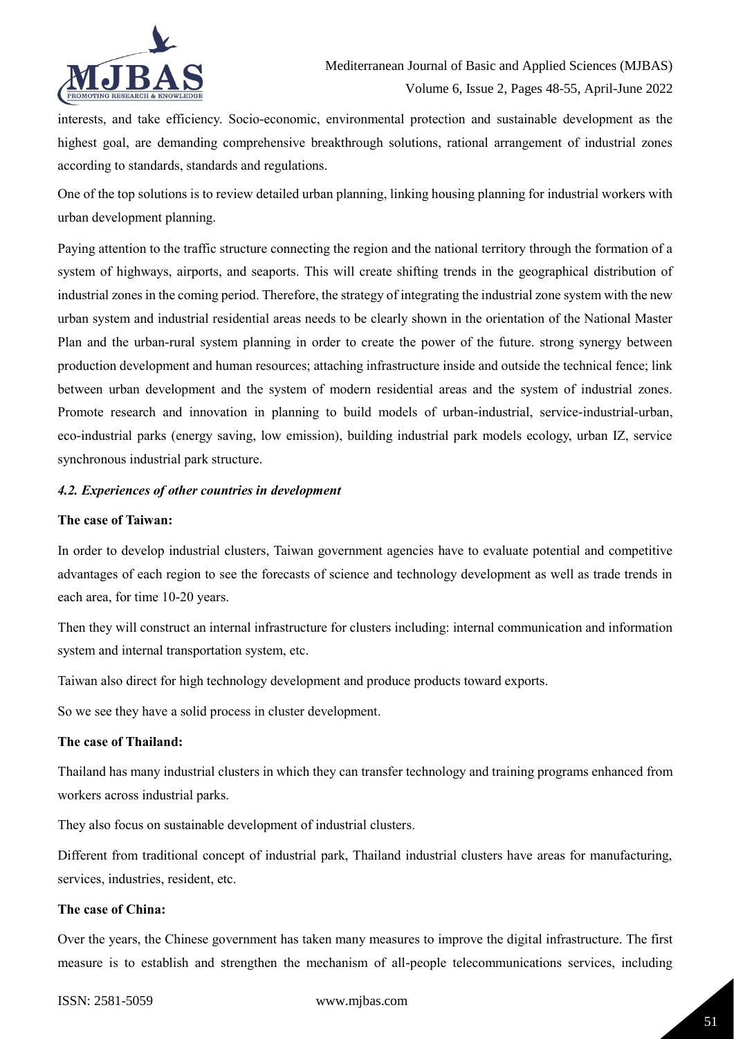interests, and take efficiency. Socio-economic, environmental protection and sustainable development as the highest goal, are demanding comprehensive breakthrough solutions, rational arrangement of industrial zones according to standards, standards and regulations.

One of the top solutions is to review detailed urban planning, linking housing planning for industrial workers with urban development planning.

Paying attention to the traffic structure connecting the region and the national territory through the formation of a system of highways, airports, and seaports. This will create shifting trends in the geographical distribution of industrial zones in the coming period. Therefore, the strategy of integrating the industrial zone system with the new urban system and industrial residential areas needs to be clearly shown in the orientation of the National Master Plan and the urban-rural system planning in order to create the power of the future. strong synergy between production development and human resources; attaching infrastructure inside and outside the technical fence; link between urban development and the system of modern residential areas and the system of industrial zones. Promote research and innovation in planning to build models of urban-industrial, service-industrial-urban, eco-industrial parks (energy saving, low emission), building industrial park models ecology, urban IZ, service synchronous industrial park structure.

### *4.2. Experiences of other countries in development*

**The case of Taiwan:**

In order to develop industrial clusters, Taiwan government agencies have to evaluate potential and competitive advantages of each region to see the forecasts of science and technology development as well as trade trends in each area, for time 10-20 years.

Then they will construct an internal infrastructure for clusters including: internal communication and information system and internal transportation system, etc.

Taiwan also direct for high technology development and produce products toward exports.

So we see they have a solid process in cluster development.

**The case of Thailand:**

Thailand has many industrial clusters in which they can transfer technology and training programs enhanced from workers across industrial parks.

They also focus on sustainable development of industrial clusters.

Different from traditional concept of industrial park, Thailand industrial clusters have areas for manufacturing, services, industries, resident, etc.

**The case of China:**

Over the years, the Chinese government has taken many measures to improve the digital infrastructure. The first measure is to establish and strengthen the mechanism of all-people telecommunications services, including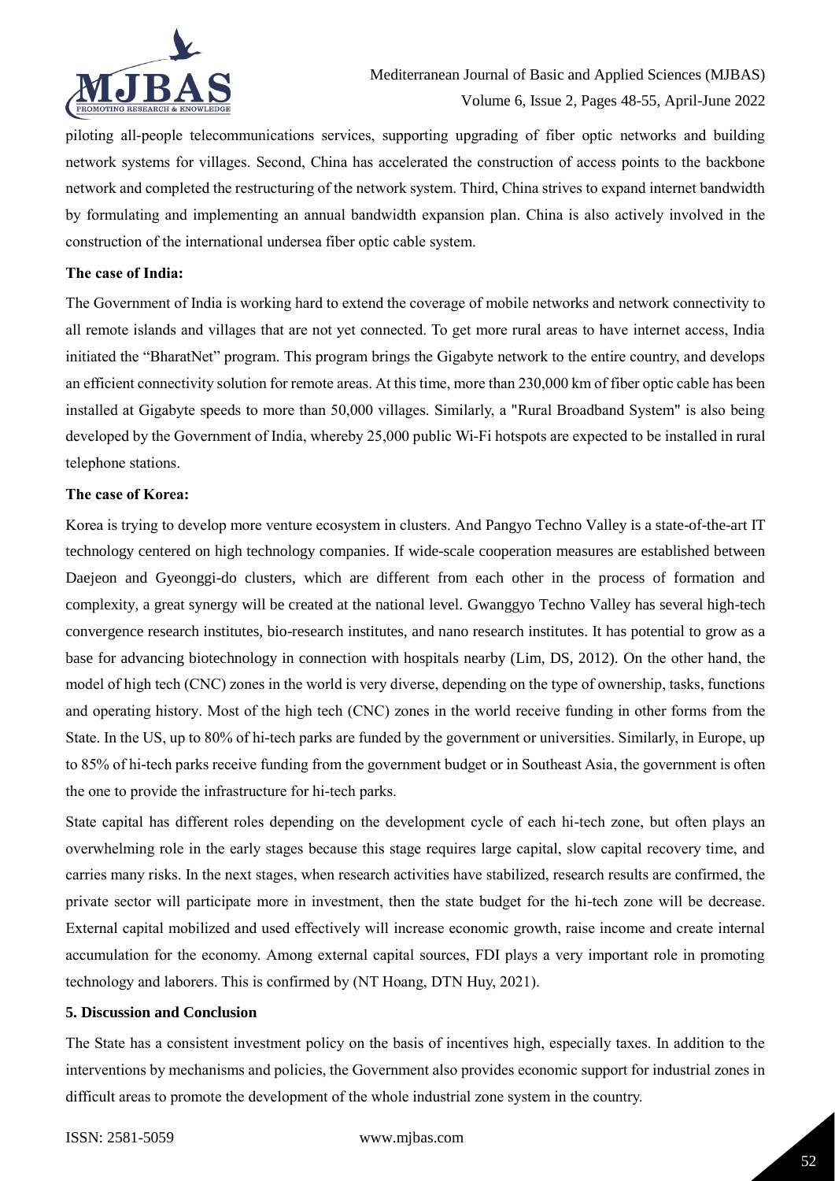piloting all-people telecommunications services, supporting upgrading of fiber optic networks and building network systems for villages. Second, China has accelerated the construction of access points to the backbone network and completed the restructuring of the network system. Third, China strives to expand internet bandwidth by formulating and implementing an annual bandwidth expansion plan. China is also actively involved in the construction of the international undersea fiber optic cable system.

**The case of India:**

The Government of India is working hard to extend the coverage of mobile networks and network connectivity to all remote islands and villages that are not yet connected. To get more rural areas to have internet access, India initiated the "BharatNet" program. This program brings the Gigabyte network to the entire country, and develops an efficient connectivity solution for remote areas. At this time, more than 230,000 km of fiber optic cable has been installed at Gigabyte speeds to more than 50,000 villages. Similarly, a "Rural Broadband System" is also being developed by the Government of India, whereby 25,000 public Wi-Fi hotspots are expected to be installed in rural telephone stations.

**The case of Korea:**

Korea is trying to develop more venture ecosystem in clusters. And Pangyo Techno Valley is a state-of-the-art IT technology centered on high technology companies. If wide-scale cooperation measures are established between Daejeon and Gyeonggi-do clusters, which are different from each other in the process of formation and complexity, a great synergy will be created at the national level. Gwanggyo Techno Valley has several high-tech convergence research institutes, bio-research institutes, and nano research institutes. It has potential to grow as a base for advancing biotechnology in connection with hospitals nearby (Lim, DS, 2012). On the other hand, the model of high tech (CNC) zones in the world is very diverse, depending on the type of ownership, tasks, functions and operating history. Most of the high tech (CNC) zones in the world receive funding in other forms from the State. In the US, up to 80% of hi-tech parks are funded by the government or universities. Similarly, in Europe, up to 85% of hi-tech parks receive funding from the government budget or in Southeast Asia, the government is often the one to provide the infrastructure for hi-tech parks.

State capital has different roles depending on the development cycle of each hi-tech zone, but often plays an overwhelming role in the early stages because this stage requires large capital, slow capital recovery time, and carries many risks. In the next stages, when research activities have stabilized, research results are confirmed, the private sector will participate more in investment, then the state budget for the hi-tech zone will be decrease. External capital mobilized and used effectively will increase economic growth, raise income and create internal accumulation for the economy. Among external capital sources, FDI plays a very important role in promoting technology and laborers. This is confirmed by (NT Hoang, DTN Huy, 2021).

## 5. Discussion and Conclusion

The State has a consistent investment policy on the basis of incentives high, especially taxes. In addition to the interventions by mechanisms and policies, the Government also provides economic support for industrial zones in difficult areas to promote the development of the whole industrial zone system in the country.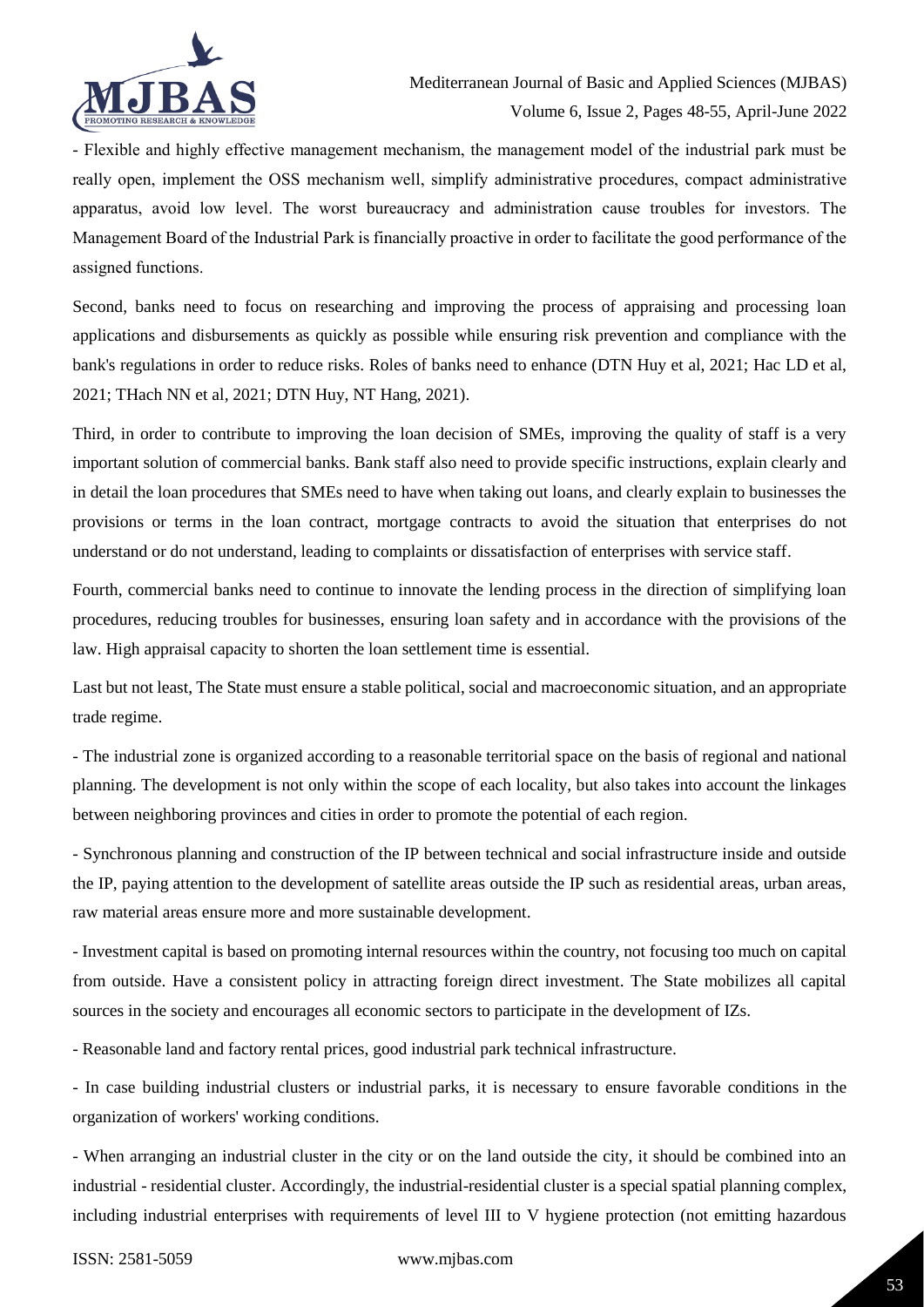- Flexible and highly effective management mechanism, the management model of the industrial park must be really open, implement the OSS mechanism well, simplify administrative procedures, compact administrative apparatus, avoid low level. The worst bureaucracy and administration cause troubles for investors. The Management Board of the Industrial Park is financially proactive in order to facilitate the good performance of the assigned functions.

Second, banks need to focus on researching and improving the process of appraising and processing loan applications and disbursements as quickly as possible while ensuring risk prevention and compliance with the bank's regulations in order to reduce risks. Roles of banks need to enhance (DTN Huy et al, 2021; Hac LD et al, 2021; THach NN et al, 2021; DTN Huy, NT Hang, 2021).

Third, in order to contribute to improving the loan decision of SMEs, improving the quality of staff is a very important solution of commercial banks. Bank staff also need to provide specific instructions, explain clearly and in detail the loan procedures that SMEs need to have when taking out loans, and clearly explain to businesses the provisions or terms in the loan contract, mortgage contracts to avoid the situation that enterprises do not understand or do not understand, leading to complaints or dissatisfaction of enterprises with service staff.

Fourth, commercial banks need to continue to innovate the lending process in the direction of simplifying loan procedures, reducing troubles for businesses, ensuring loan safety and in accordance with the provisions of the law. High appraisal capacity to shorten the loan settlement time is essential.

Last but not least, The State must ensure a stable political, social and macroeconomic situation, and an appropriate trade regime.

- The industrial zone is organized according to a reasonable territorial space on the basis of regional and national planning. The development is not only within the scope of each locality, but also takes into account the linkages between neighboring provinces and cities in order to promote the potential of each region.

- Synchronous planning and construction of the IP between technical and social infrastructure inside and outside the IP, paying attention to the development of satellite areas outside the IP such as residential areas, urban areas, raw material areas ensure more and more sustainable development.

- Investment capital is based on promoting internal resources within the country, not focusing too much on capital from outside. Have a consistent policy in attracting foreign direct investment. The State mobilizes all capital sources in the society and encourages all economic sectors to participate in the development of IZs.

- Reasonable land and factory rental prices, good industrial park technical infrastructure.

- In case building industrial clusters or industrial parks, it is necessary to ensure favorable conditions in the organization of workers' working conditions.

- When arranging an industrial cluster in the city or on the land outside the city, it should be combined into an industrial - residential cluster. Accordingly, the industrial-residential cluster is a special spatial planning complex, including industrial enterprises with requirements of level III to V hygiene protection (not emitting hazardous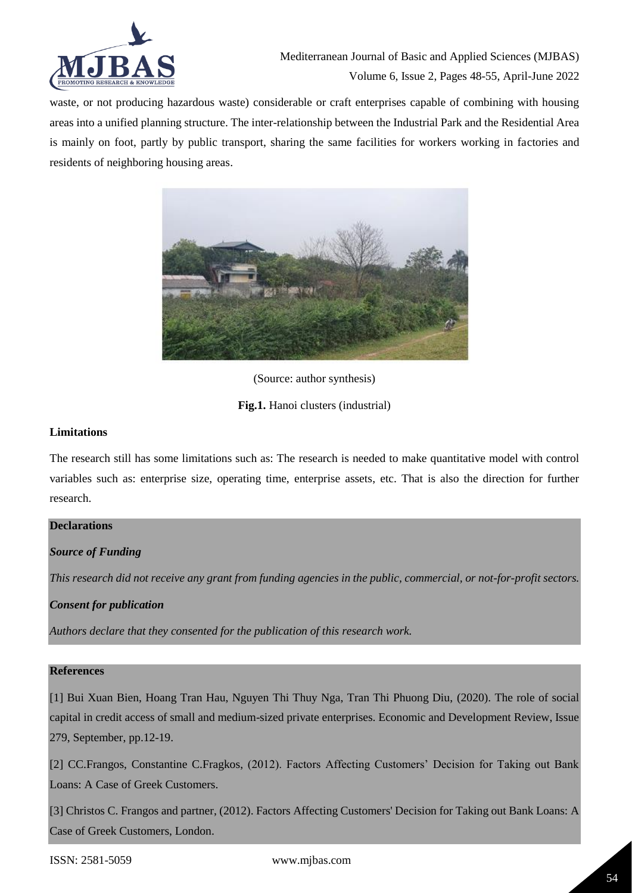waste, or not producing hazardous waste) considerable or craft enterprises capable of combining with housing areas into a unified planning structure. The inter-relationship between the Industrial Park and the Residential Area is mainly on foot, partly by public transport, sharing the same facilities for workers working in factories and residents of neighboring housing areas.

(Source: author synthesis)

**Fig.1.** Hanoi clusters (industrial)

### Limitations

The research still has some limitations such as: The research is needed to make quantitative model with control variables such as: enterprise size, operating time, enterprise assets, etc. That is also the direction for further research.

### Declarations

***Source of Funding***

*This research did not receive any grant from funding agencies in the public, commercial, or not-for-profit sectors.*

***Consent for publication***

*Authors declare that they consented for the publication of this research work.*

### References

[1] Bui Xuan Bien, Hoang Tran Hau, Nguyen Thi Thuy Nga, Tran Thi Phuong Diu, (2020). The role of social capital in credit access of small and medium-sized private enterprises. Economic and Development Review, Issue 279, September, pp.12-19.

[2] CC.Frangos, Constantine C.Fragkos, (2012). Factors Affecting Customers' Decision for Taking out Bank Loans: A Case of Greek Customers.

[3] Christos C. Frangos and partner, (2012). Factors Affecting Customers' Decision for Taking out Bank Loans: A Case of Greek Customers, London.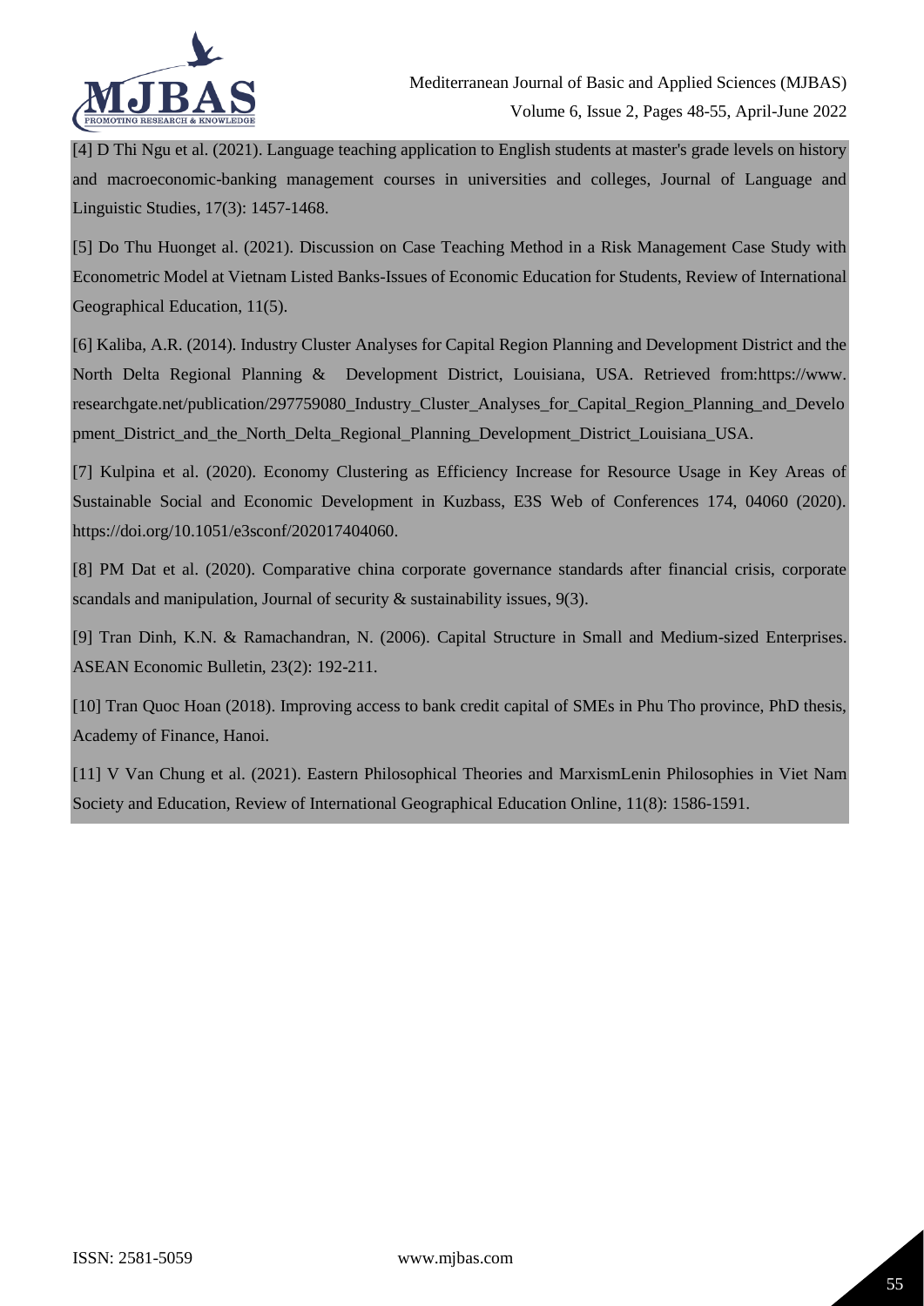[4] D Thi Ngu et al. (2021). Language teaching application to English students at master's grade levels on history and macroeconomic-banking management courses in universities and colleges, Journal of Language and Linguistic Studies, 17(3): 1457-1468.

[5] Do Thu Huonget al. (2021). Discussion on Case Teaching Method in a Risk Management Case Study with Econometric Model at Vietnam Listed Banks-Issues of Economic Education for Students, Review of International Geographical Education, 11(5).

[6] Kaliba, A.R. (2014). Industry Cluster Analyses for Capital Region Planning and Development District and the North Delta Regional Planning & Development District, Louisiana, USA. Retrieved from:https://www.researchgate.net/publication/297759080_Industry_Cluster_Analyses_for_Capital_Region_Planning_and_Development_District_and_the_North_Delta_Regional_Planning_Development_District_Louisiana_USA.

[7] Kulpina et al. (2020). Economy Clustering as Efficiency Increase for Resource Usage in Key Areas of Sustainable Social and Economic Development in Kuzbass, E3S Web of Conferences 174, 04060 (2020). https://doi.org/10.1051/e3sconf/202017404060.

[8] PM Dat et al. (2020). Comparative china corporate governance standards after financial crisis, corporate scandals and manipulation, Journal of security & sustainability issues, 9(3).

[9] Tran Dinh, K.N. & Ramachandran, N. (2006). Capital Structure in Small and Medium-sized Enterprises. ASEAN Economic Bulletin, 23(2): 192-211.

[10] Tran Quoc Hoan (2018). Improving access to bank credit capital of SMEs in Phu Tho province, PhD thesis, Academy of Finance, Hanoi.

[11] V Van Chung et al. (2021). Eastern Philosophical Theories and MarxismLenin Philosophies in Viet Nam Society and Education, Review of International Geographical Education Online, 11(8): 1586-1591.